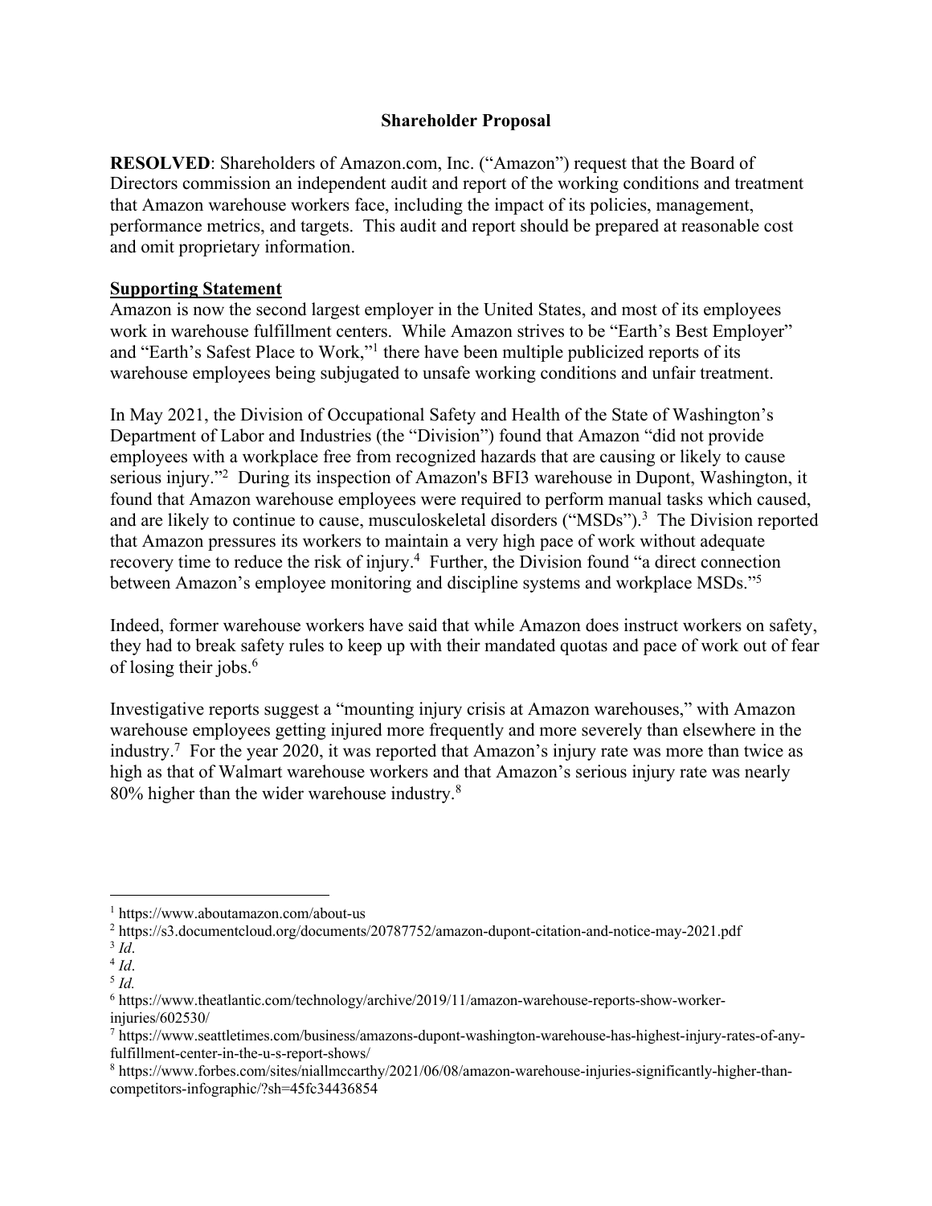**Shareholder Proposal**

**RESOLVED**: Shareholders of Amazon.com, Inc. ("Amazon") request that the Board of Directors commission an independent audit and report of the working conditions and treatment that Amazon warehouse workers face, including the impact of its policies, management, performance metrics, and targets. This audit and report should be prepared at reasonable cost and omit proprietary information.

**Supporting Statement**

Amazon is now the second largest employer in the United States, and most of its employees work in warehouse fulfillment centers. While Amazon strives to be "Earth's Best Employer" and "Earth's Safest Place to Work,"[1] there have been multiple publicized reports of its warehouse employees being subjugated to unsafe working conditions and unfair treatment.

In May 2021, the Division of Occupational Safety and Health of the State of Washington's Department of Labor and Industries (the "Division") found that Amazon "did not provide employees with a workplace free from recognized hazards that are causing or likely to cause serious injury."[2] During its inspection of Amazon's BFI3 warehouse in Dupont, Washington, it found that Amazon warehouse employees were required to perform manual tasks which caused, and are likely to continue to cause, musculoskeletal disorders ("MSDs").[3] The Division reported that Amazon pressures its workers to maintain a very high pace of work without adequate recovery time to reduce the risk of injury.[4] Further, the Division found "a direct connection between Amazon's employee monitoring and discipline systems and workplace MSDs."[5]

Indeed, former warehouse workers have said that while Amazon does instruct workers on safety, they had to break safety rules to keep up with their mandated quotas and pace of work out of fear of losing their jobs.[6]

Investigative reports suggest a "mounting injury crisis at Amazon warehouses," with Amazon warehouse employees getting injured more frequently and more severely than elsewhere in the industry.[7] For the year 2020, it was reported that Amazon's injury rate was more than twice as high as that of Walmart warehouse workers and that Amazon's serious injury rate was nearly 80% higher than the wider warehouse industry.[8]

---

[1] https://www.aboutamazon.com/about-us

[2] https://s3.documentcloud.org/documents/20787752/amazon-dupont-citation-and-notice-may-2021.pdf

[3] *Id*.

[4] *Id*.

[5] *Id.*

[6] https://www.theatlantic.com/technology/archive/2019/11/amazon-warehouse-reports-show-worker-injuries/602530/

[7] https://www.seattletimes.com/business/amazons-dupont-washington-warehouse-has-highest-injury-rates-of-any-fulfillment-center-in-the-u-s-report-shows/

[8] https://www.forbes.com/sites/niallmccarthy/2021/06/08/amazon-warehouse-injuries-significantly-higher-than-competitors-infographic/?sh=45fc34436854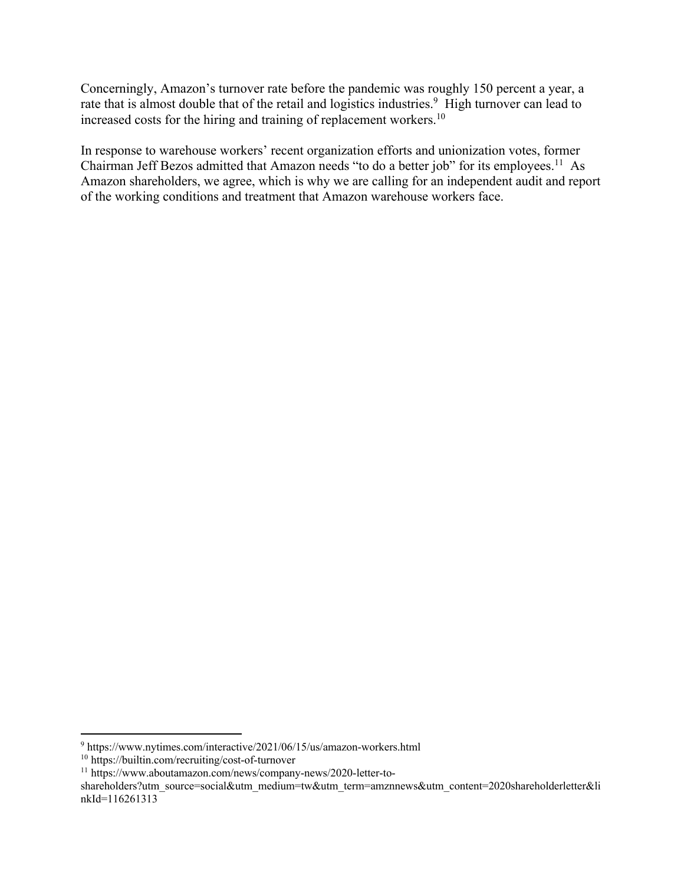Concerningly, Amazon's turnover rate before the pandemic was roughly 150 percent a year, a rate that is almost double that of the retail and logistics industries.[9] High turnover can lead to increased costs for the hiring and training of replacement workers.[10]

In response to warehouse workers' recent organization efforts and unionization votes, former Chairman Jeff Bezos admitted that Amazon needs "to do a better job" for its employees.[11] As Amazon shareholders, we agree, which is why we are calling for an independent audit and report of the working conditions and treatment that Amazon warehouse workers face.

---

[9] https://www.nytimes.com/interactive/2021/06/15/us/amazon-workers.html

[10] https://builtin.com/recruiting/cost-of-turnover

[11] https://www.aboutamazon.com/news/company-news/2020-letter-to-shareholders?utm_source=social&utm_medium=tw&utm_term=amznnews&utm_content=2020shareholderletter&linkId=116261313